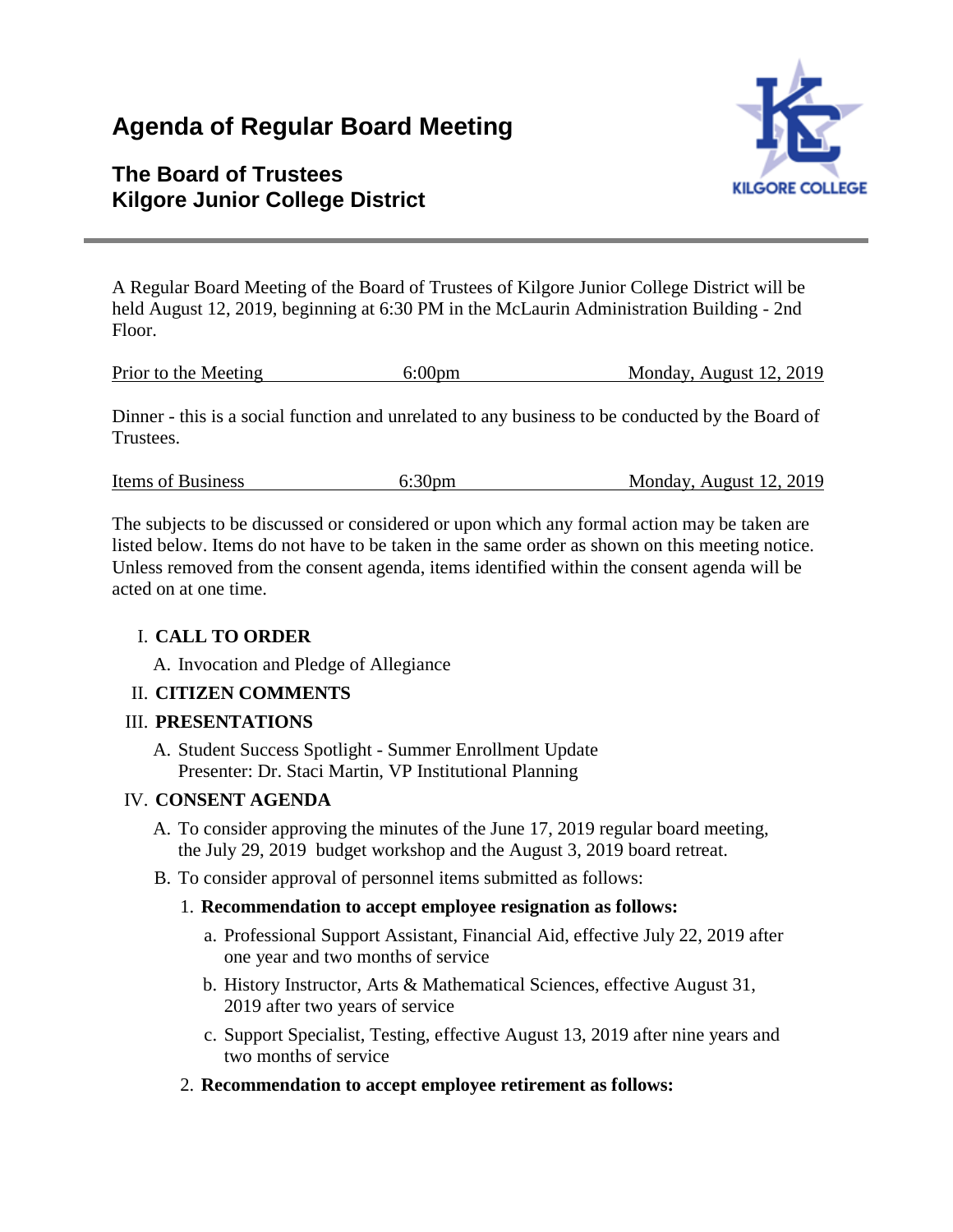# Agenda of Regular Board Meeting

## The Board of Trustees
## Kilgore Junior College District

A Regular Board Meeting of the Board of Trustees of Kilgore Junior College District will be held August 12, 2019, beginning at 6:30 PM in the McLaurin Administration Building - 2nd Floor.

| Prior to the Meeting | 6:00pm | Monday, August 12, 2019 |
|---|---|---|

Dinner - this is a social function and unrelated to any business to be conducted by the Board of Trustees.

| Items of Business | 6:30pm | Monday, August 12, 2019 |
|---|---|---|

The subjects to be discussed or considered or upon which any formal action may be taken are listed below. Items do not have to be taken in the same order as shown on this meeting notice. Unless removed from the consent agenda, items identified within the consent agenda will be acted on at one time.

I. **CALL TO ORDER**

A. Invocation and Pledge of Allegiance

II. **CITIZEN COMMENTS**

III. **PRESENTATIONS**

A. Student Success Spotlight - Summer Enrollment Update
Presenter: Dr. Staci Martin, VP Institutional Planning

IV. **CONSENT AGENDA**

A. To consider approving the minutes of the June 17, 2019 regular board meeting, the July 29, 2019 budget workshop and the August 3, 2019 board retreat.

B. To consider approval of personnel items submitted as follows:

1. **Recommendation to accept employee resignation as follows:**

   a. Professional Support Assistant, Financial Aid, effective July 22, 2019 after one year and two months of service

   b. History Instructor, Arts & Mathematical Sciences, effective August 31, 2019 after two years of service

   c. Support Specialist, Testing, effective August 13, 2019 after nine years and two months of service

2. **Recommendation to accept employee retirement as follows:**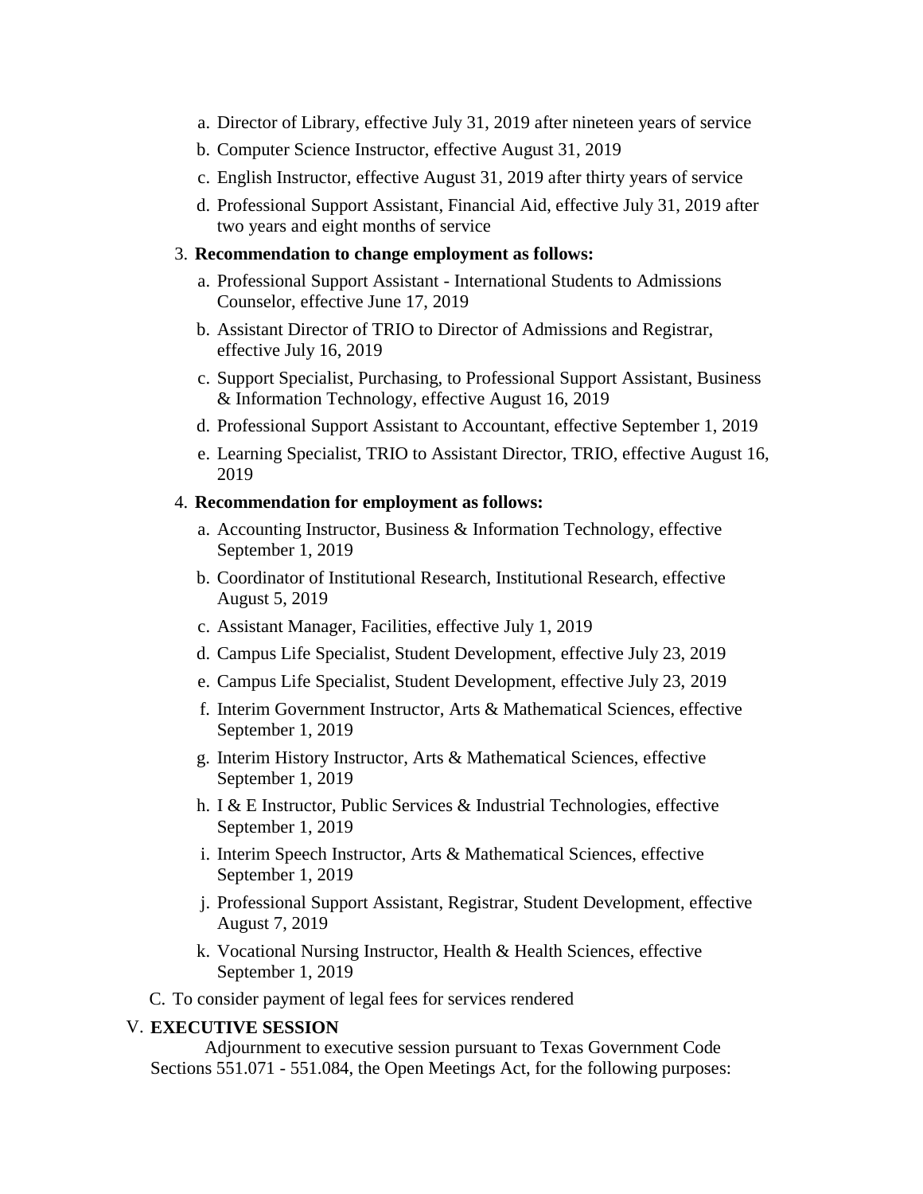a. Director of Library, effective July 31, 2019 after nineteen years of service
   b. Computer Science Instructor, effective August 31, 2019
   c. English Instructor, effective August 31, 2019 after thirty years of service
   d. Professional Support Assistant, Financial Aid, effective July 31, 2019 after two years and eight months of service

3. **Recommendation to change employment as follows:**
   a. Professional Support Assistant - International Students to Admissions Counselor, effective June 17, 2019
   b. Assistant Director of TRIO to Director of Admissions and Registrar, effective July 16, 2019
   c. Support Specialist, Purchasing, to Professional Support Assistant, Business & Information Technology, effective August 16, 2019
   d. Professional Support Assistant to Accountant, effective September 1, 2019
   e. Learning Specialist, TRIO to Assistant Director, TRIO, effective August 16, 2019

4. **Recommendation for employment as follows:**
   a. Accounting Instructor, Business & Information Technology, effective September 1, 2019
   b. Coordinator of Institutional Research, Institutional Research, effective August 5, 2019
   c. Assistant Manager, Facilities, effective July 1, 2019
   d. Campus Life Specialist, Student Development, effective July 23, 2019
   e. Campus Life Specialist, Student Development, effective July 23, 2019
   f. Interim Government Instructor, Arts & Mathematical Sciences, effective September 1, 2019
   g. Interim History Instructor, Arts & Mathematical Sciences, effective September 1, 2019
   h. I & E Instructor, Public Services & Industrial Technologies, effective September 1, 2019
   i. Interim Speech Instructor, Arts & Mathematical Sciences, effective September 1, 2019
   j. Professional Support Assistant, Registrar, Student Development, effective August 7, 2019
   k. Vocational Nursing Instructor, Health & Health Sciences, effective September 1, 2019

C. To consider payment of legal fees for services rendered

V. **EXECUTIVE SESSION**

Adjournment to executive session pursuant to Texas Government Code Sections 551.071 - 551.084, the Open Meetings Act, for the following purposes: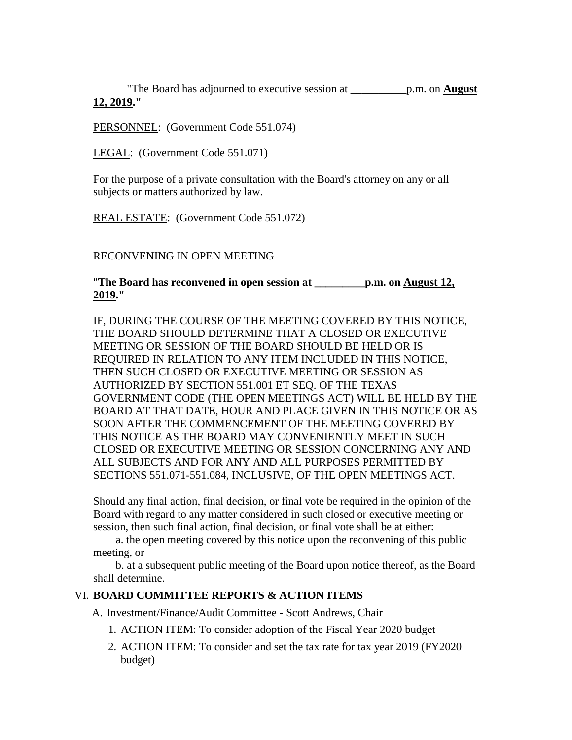"The Board has adjourned to executive session at __________p.m. on **August 12, 2019**."

PERSONNEL: (Government Code 551.074)

LEGAL: (Government Code 551.071)

For the purpose of a private consultation with the Board's attorney on any or all subjects or matters authorized by law.

REAL ESTATE: (Government Code 551.072)

RECONVENING IN OPEN MEETING

"**The Board has reconvened in open session at _________p.m. on August 12, 2019.**"

IF, DURING THE COURSE OF THE MEETING COVERED BY THIS NOTICE, THE BOARD SHOULD DETERMINE THAT A CLOSED OR EXECUTIVE MEETING OR SESSION OF THE BOARD SHOULD BE HELD OR IS REQUIRED IN RELATION TO ANY ITEM INCLUDED IN THIS NOTICE, THEN SUCH CLOSED OR EXECUTIVE MEETING OR SESSION AS AUTHORIZED BY SECTION 551.001 ET SEQ. OF THE TEXAS GOVERNMENT CODE (THE OPEN MEETINGS ACT) WILL BE HELD BY THE BOARD AT THAT DATE, HOUR AND PLACE GIVEN IN THIS NOTICE OR AS SOON AFTER THE COMMENCEMENT OF THE MEETING COVERED BY THIS NOTICE AS THE BOARD MAY CONVENIENTLY MEET IN SUCH CLOSED OR EXECUTIVE MEETING OR SESSION CONCERNING ANY AND ALL SUBJECTS AND FOR ANY AND ALL PURPOSES PERMITTED BY SECTIONS 551.071-551.084, INCLUSIVE, OF THE OPEN MEETINGS ACT.

Should any final action, final decision, or final vote be required in the opinion of the Board with regard to any matter considered in such closed or executive meeting or session, then such final action, final decision, or final vote shall be at either:

a. the open meeting covered by this notice upon the reconvening of this public meeting, or

b. at a subsequent public meeting of the Board upon notice thereof, as the Board shall determine.

## VI. BOARD COMMITTEE REPORTS & ACTION ITEMS

A. Investment/Finance/Audit Committee - Scott Andrews, Chair

1. ACTION ITEM: To consider adoption of the Fiscal Year 2020 budget
2. ACTION ITEM: To consider and set the tax rate for tax year 2019 (FY2020 budget)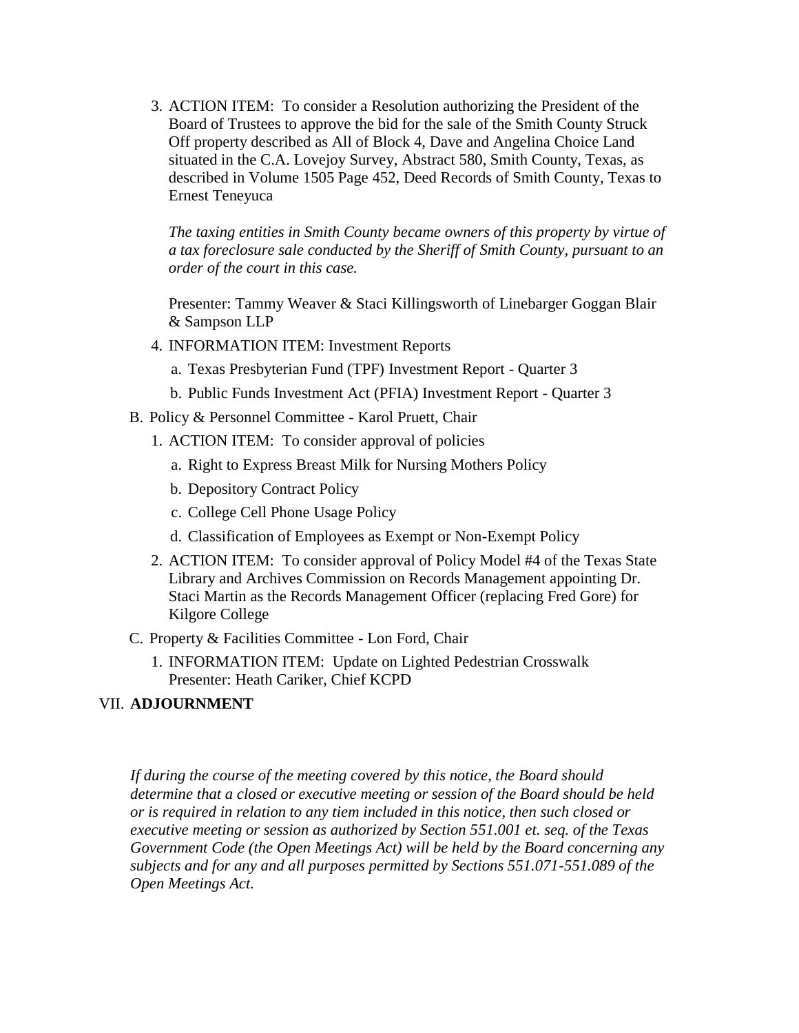3. ACTION ITEM: To consider a Resolution authorizing the President of the Board of Trustees to approve the bid for the sale of the Smith County Struck Off property described as All of Block 4, Dave and Angelina Choice Land situated in the C.A. Lovejoy Survey, Abstract 580, Smith County, Texas, as described in Volume 1505 Page 452, Deed Records of Smith County, Texas to Ernest Teneyuca

   *The taxing entities in Smith County became owners of this property by virtue of a tax foreclosure sale conducted by the Sheriff of Smith County, pursuant to an order of the court in this case.*

   Presenter: Tammy Weaver & Staci Killingsworth of Linebarger Goggan Blair & Sampson LLP

4. INFORMATION ITEM: Investment Reports
   a. Texas Presbyterian Fund (TPF) Investment Report - Quarter 3
   b. Public Funds Investment Act (PFIA) Investment Report - Quarter 3

B. Policy & Personnel Committee - Karol Pruett, Chair

1. ACTION ITEM: To consider approval of policies
   a. Right to Express Breast Milk for Nursing Mothers Policy
   b. Depository Contract Policy
   c. College Cell Phone Usage Policy
   d. Classification of Employees as Exempt or Non-Exempt Policy
2. ACTION ITEM: To consider approval of Policy Model #4 of the Texas State Library and Archives Commission on Records Management appointing Dr. Staci Martin as the Records Management Officer (replacing Fred Gore) for Kilgore College

C. Property & Facilities Committee - Lon Ford, Chair

1. INFORMATION ITEM: Update on Lighted Pedestrian Crosswalk
   Presenter: Heath Cariker, Chief KCPD

VII. **ADJOURNMENT**

*If during the course of the meeting covered by this notice, the Board should determine that a closed or executive meeting or session of the Board should be held or is required in relation to any tiem included in this notice, then such closed or executive meeting or session as authorized by Section 551.001 et. seq. of the Texas Government Code (the Open Meetings Act) will be held by the Board concerning any subjects and for any and all purposes permitted by Sections 551.071-551.089 of the Open Meetings Act.*